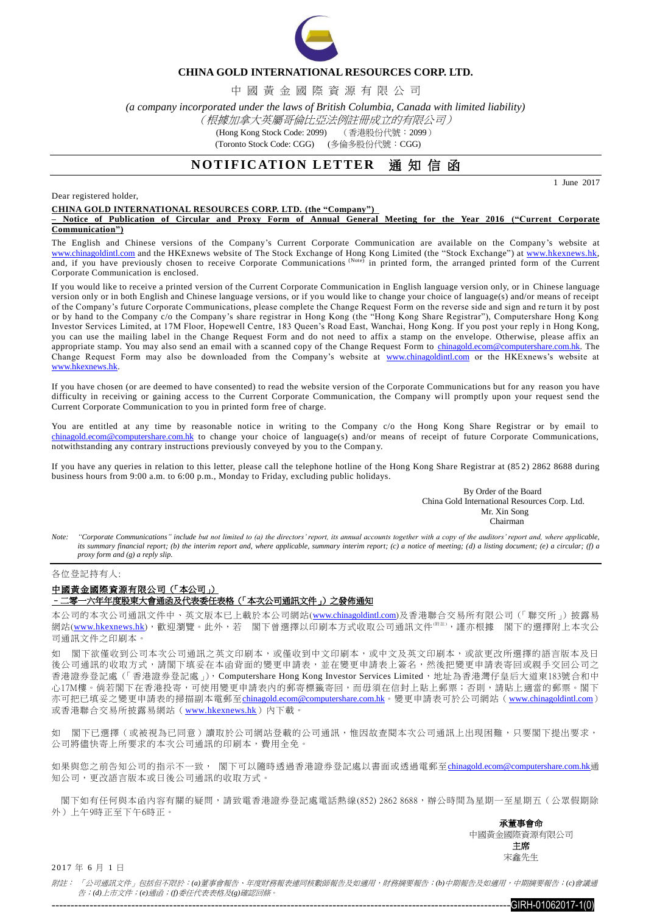**CHINA GOLD INTERNATIONAL RESOURCES CORP. LTD.**

中 國 黃 金 國 際 資 源 有 限 公 司

*(a company incorporated under the laws of British Columbia, Canada with limited liability)*

*（根據加拿大英屬哥倫比亞法例註冊成立的有限公司）*

(Hong Kong Stock Code: 2099)　（香港股份代號：2099）

(Toronto Stock Code: CGG)　(多倫多股份代號：CGG)

# NOTIFICATION LETTER 通 知 信 函

1 June 2017

Dear registered holder,

**CHINA GOLD INTERNATIONAL RESOURCES CORP. LTD. (the "Company")**
**– Notice of Publication of Circular and Proxy Form of Annual General Meeting for the Year 2016 ("Current Corporate Communication")**

The English and Chinese versions of the Company's Current Corporate Communication are available on the Company's website at www.chinagoldintl.com and the HKEXnews website of The Stock Exchange of Hong Kong Limited (the "Stock Exchange") at www.hkexnews.hk, and, if you have previously chosen to receive Corporate Communications (Note) in printed form, the arranged printed form of the Current Corporate Communication is enclosed.

If you would like to receive a printed version of the Current Corporate Communication in English language version only, or in Chinese language version only or in both English and Chinese language versions, or if you would like to change your choice of language(s) and/or means of receipt of the Company's future Corporate Communications, please complete the Change Request Form on the reverse side and sign and return it by post or by hand to the Company c/o the Company's share registrar in Hong Kong (the "Hong Kong Share Registrar"), Computershare Hong Kong Investor Services Limited, at 17M Floor, Hopewell Centre, 183 Queen's Road East, Wanchai, Hong Kong. If you post your reply in Hong Kong, you can use the mailing label in the Change Request Form and do not need to affix a stamp on the envelope. Otherwise, please affix an appropriate stamp. You may also send an email with a scanned copy of the Change Request Form to chinagold.ecom@computershare.com.hk. The Change Request Form may also be downloaded from the Company's website at www.chinagoldintl.com or the HKEXnews's website at www.hkexnews.hk.

If you have chosen (or are deemed to have consented) to read the website version of the Corporate Communications but for any reason you have difficulty in receiving or gaining access to the Current Corporate Communication, the Company will promptly upon your request send the Current Corporate Communication to you in printed form free of charge.

You are entitled at any time by reasonable notice in writing to the Company c/o the Hong Kong Share Registrar or by email to chinagold.ecom@computershare.com.hk to change your choice of language(s) and/or means of receipt of future Corporate Communications, notwithstanding any contrary instructions previously conveyed by you to the Company.

If you have any queries in relation to this letter, please call the telephone hotline of the Hong Kong Share Registrar at (852) 2862 8688 during business hours from 9:00 a.m. to 6:00 p.m., Monday to Friday, excluding public holidays.

By Order of the Board
China Gold International Resources Corp. Ltd.
Mr. Xin Song
Chairman

*Note: "Corporate Communications" include but not limited to (a) the directors' report, its annual accounts together with a copy of the auditors' report and, where applicable, its summary financial report; (b) the interim report and, where applicable, summary interim report; (c) a notice of meeting; (d) a listing document; (e) a circular; (f) a proxy form and (g) a reply slip.*

---

各位登記持有人:

**中國黃金國際資源有限公司（「本公司」）**
**－二零一六年年度股東大會通函及代表委任表格（「本次公司通訊文件」）之發佈通知**

本公司的本次公司通訊文件中、英文版本已上載於本公司網站(www.chinagoldintl.com)及香港聯合交易所有限公司（「聯交所」）披露易網站(www.hkexnews.hk)，歡迎瀏覽。此外，若　閣下曾選擇以印刷本方式收取公司通訊文件(附註)，謹亦根據　閣下的選擇附上本次公司通訊文件之印刷本。

如　閣下欲僅收到公司本次公司通訊之英文印刷本，或僅收到中文印刷本，或中文及英文印刷本，或欲更改所選擇的語言版本及日後公司通訊的收取方式，請閣下填妥在本函背面的變更申請表，並在變更申請表上簽名，然後把變更申請表寄回或親手交回公司之香港證券登記處（「香港證券登記處」），Computershare Hong Kong Investor Services Limited，地址為香港灣仔皇后大道東183號合和中心17M樓。倘若閣下在香港投寄，可使用變更申請表內的郵寄標籤寄回，而毋須在信封上貼上郵票；否則，請貼上適當的郵票。閣下亦可把已填妥之變更申請表的掃描副本電郵至chinagold.ecom@computershare.com.hk。變更申請表可於公司網站（www.chinagoldintl.com）或香港聯合交易所披露易網站（www.hkexnews.hk）內下載。

如　閣下已選擇（或被視為已同意）讀取於公司網站登載的公司通訊，惟因故查閱本次公司通訊上出現困難，只要閣下提出要求，公司將儘快寄上所要求的本次公司通訊的印刷本，費用全免。

如果與您之前告知公司的指示不一致，　閣下可以隨時透過香港證券登記處以書面或透過電郵至chinagold.ecom@computershare.com.hk通知公司，更改語言版本或日後公司通訊的收取方式。

閣下如有任何與本函內容有關的疑問，請致電香港證券登記處電話熱線(852) 2862 8688，辦公時間為星期一至星期五（公眾假期除外）上午9時正至下午6時正。

**承董事會命**
中國黃金國際資源有限公司
**主席**
宋鑫先生

2017 年 6 月 1 日

*附註：「公司通訊文件」包括但不限於：(a)董事會報告、年度財務報表連同核數師報告及如適用，財務摘要報告；(b)中期報告及如適用，中期摘要報告；(c)會議通告；(d)上市文件；(e)通函；(f)委任代表表格及(g)確認回條。*

GIRH-01062017-1(0)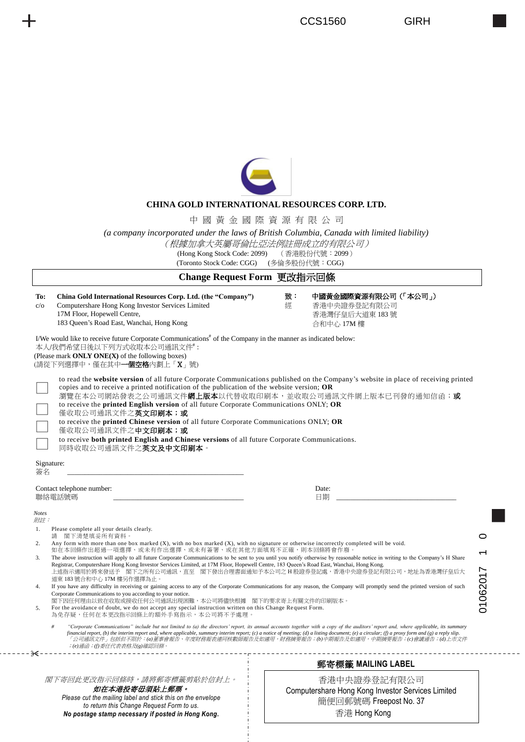CCS1560 GIRH

**CHINA GOLD INTERNATIONAL RESOURCES CORP. LTD.**

中國黃金國際資源有限公司

*(a company incorporated under the laws of British Columbia, Canada with limited liability)*

*（根據加拿大英屬哥倫比亞法例註冊成立的有限公司）*

(Hong Kong Stock Code: 2099) （香港股份代號：2099）

(Toronto Stock Code: CGG) (多倫多股份代號：CGG)

## Change Request Form 更改指示回條

**To:** **China Gold International Resources Corp. Ltd. (the "Company")**
c/o Computershare Hong Kong Investor Services Limited
17M Floor, Hopewell Centre,
183 Queen's Road East, Wanchai, Hong Kong

**致：** **中國黃金國際資源有限公司（「本公司」）**
經 香港中央證券登記有限公司
香港灣仔皇后大道東 183 號
合和中心 17M 樓

I/We would like to receive future Corporate Communications# of the Company in the manner as indicated below:
本人/我們希望日後以下列方式收取本公司通訊文件#：
(Please mark **ONLY ONE(X)** of the following boxes)
(請從下列選擇中，僅在其中**一個空格**內劃上「**X**」號)

☐ to read the **website version** of all future Corporate Communications published on the Company's website in place of receiving printed copies and to receive a printed notification of the publication of the website version; **OR**
瀏覽在本公司網站發表之公司通訊文件**網上版本**以代替收取印刷本，並收取公司通訊文件網上版本已刊發的通知信函；**或**

☐ to receive the **printed English version** of all future Corporate Communications ONLY; **OR**
僅收取公司通訊文件之**英文印刷本；或**

☐ to receive the **printed Chinese version** of all future Corporate Communications ONLY; **OR**
僅收取公司通訊文件之**中文印刷本；或**

☐ to receive **both printed English and Chinese versions** of all future Corporate Communications.
同時收取公司通訊文件之**英文及中文印刷本**。

Signature:
簽名 ______________________________

Contact telephone number:
聯絡電話號碼 ______________________________

Date:
日期 ______________________________

*Notes*
*附註：*

1. Please complete all your details clearly.
請 閣下清楚填妥所有資料。
2. Any form with more than one box marked (X), with no box marked (X), with no signature or otherwise incorrectly completed will be void.
如在本回條作出超過一項選擇、或未有作出選擇、或未有簽署、或在其他方面填寫不正確，則本回條將會作廢。
3. The above instruction will apply to all future Corporate Communications to be sent to you until you notify otherwise by reasonable notice in writing to the Company's H Share Registrar, Computershare Hong Kong Investor Services Limited, at 17M Floor, Hopewell Centre, 183 Queen's Road East, Wanchai, Hong Kong.
上述指示適用於將來發送予 閣下之所有公司通訊，直至 閣下發出合理書面通知予本公司之 H 股證券登記處，香港中央證券登記有限公司，地址為香港灣仔皇后大道東 183 號合和中心 17M 樓另作選擇為止。
4. If you have any difficulty in receiving or gaining access to any of the Corporate Communications for any reason, the Company will promptly send the printed version of such Corporate Communications to you according to your notice.
閣下因任何理由以致在收取或接收任何公司通訊出現困難，本公司將儘快根據 閣下的要求寄上有關文件的印刷版本。
5. For the avoidance of doubt, we do not accept any special instruction written on this Change Request Form.
為免存疑，任何在本更改指示回條上的額外手寫指示，本公司將不予處理。

\# *"Corporate Communications" include but not limited to (a) the directors' report, its annual accounts together with a copy of the auditors' report and, where applicable, its summary financial report, (b) the interim report and, where applicable, summary interim report; (c) a notice of meeting; (d) a listing document; (e) a circular; (f) a proxy form and (g) a reply slip.*
*「公司通訊文件」包括但不限於：(a)董事會報告、年度財務報表連同核數師報告及如適用，財務摘要報告；(b)中期報告及如適用，中期摘要報告；(c)會議通告；(d)上市文件；(e)通函；(f)委任代表表格及(g)確認回條。*

01062017 1 0

---

*閣下寄回此更改指示回條時，請將郵寄標籤剪貼於信封上。*
***如在本港投寄毋須貼上郵票。***
*Please cut the mailing label and stick this on the envelope to return this Change Request Form to us.*
***No postage stamp necessary if posted in Hong Kong.***

**郵寄標籤 MAILING LABEL**

香港中央證券登記有限公司
Computershare Hong Kong Investor Services Limited
簡便回郵號碼 Freepost No. 37
香港 Hong Kong